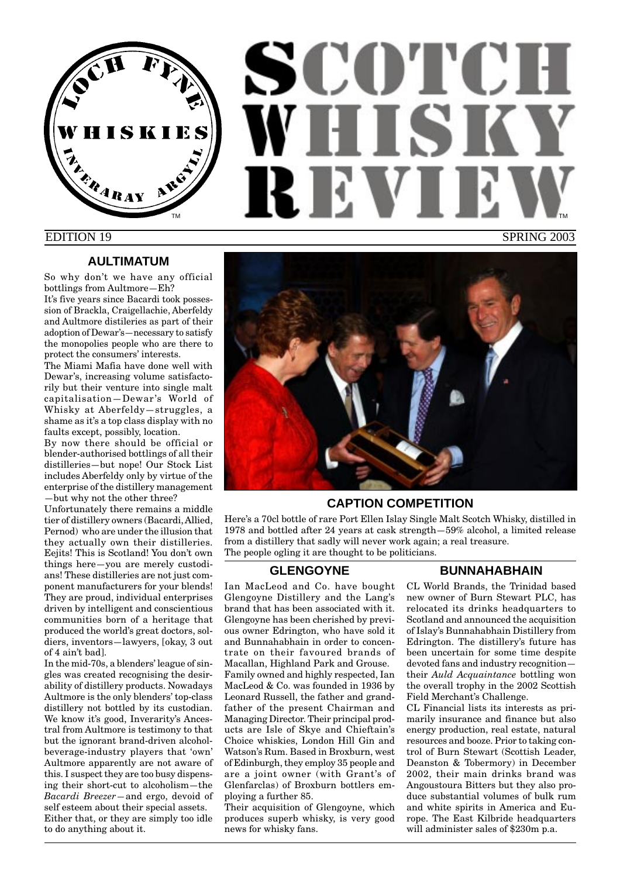# SCOTCH WHISKY REVIEW

LOCH FYNE WHISKIES INVERARAY ARGYLL

EDITION 19 SPRING 2003

## AULTIMATUM

So why don't we have any official bottlings from Aultmore—Eh?

It's five years since Bacardi took possession of Brackla, Craigellachie, Aberfeldy and Aultmore distilleries as part of their adoption of Dewar's—necessary to satisfy the monopolies people who are there to protect the consumers' interests.

The Miami Mafia have done well with Dewar's, increasing volume satisfactorily but their venture into single malt capitalisation—Dewar's World of Whisky at Aberfeldy—struggles, a shame as it's a top class display with no faults except, possibly, location.

By now there should be official or blender-authorised bottlings of all their distilleries—but nope! Our Stock List includes Aberfeldy only by virtue of the enterprise of the distillery management—but why not the other three?

Unfortunately there remains a middle tier of distillery owners (Bacardi, Allied, Pernod) who are under the illusion that they actually own their distilleries. Eejits! This is Scotland! You don't own things here—you are merely custodians! These distilleries are not just component manufacturers for your blends! They are proud, individual enterprises driven by intelligent and conscientious communities born of a heritage that produced the world's great doctors, soldiers, inventors—lawyers, [okay, 3 out of 4 ain't bad].

In the mid-70s, a blenders' league of singles was created recognising the desirability of distillery products. Nowadays Aultmore is the only blenders' top-class distillery not bottled by its custodian. We know it's good, Inverarity's Ancestral from Aultmore is testimony to that but the ignorant brand-driven alcohol-beverage-industry players that 'own' Aultmore apparently are not aware of this. I suspect they are too busy dispensing their short-cut to alcoholism—the *Bacardi Breezer*—and ergo, devoid of self esteem about their special assets.

Either that, or they are simply too idle to do anything about it.

## CAPTION COMPETITION

Here's a 70cl bottle of rare Port Ellen Islay Single Malt Scotch Whisky, distilled in 1978 and bottled after 24 years at cask strength—59% alcohol, a limited release from a distillery that sadly will never work again; a real treasure.

The people ogling it are thought to be politicians.

## GLENGOYNE

Ian MacLeod and Co. have bought Glengoyne Distillery and the Lang's brand that has been associated with it. Glengoyne has been cherished by previous owner Edrington, who have sold it and Bunnahabhain in order to concentrate on their favoured brands of Macallan, Highland Park and Grouse.

Family owned and highly respected, Ian MacLeod & Co. was founded in 1936 by Leonard Russell, the father and grandfather of the present Chairman and Managing Director. Their principal products are Isle of Skye and Chieftain's Choice whiskies, London Hill Gin and Watson's Rum. Based in Broxburn, west of Edinburgh, they employ 35 people and are a joint owner (with Grant's of Glenfarclas) of Broxburn bottlers employing a further 85.

Their acquisition of Glengoyne, which produces superb whisky, is very good news for whisky fans.

## BUNNAHABHAIN

CL World Brands, the Trinidad based new owner of Burn Stewart PLC, has relocated its drinks headquarters to Scotland and announced the acquisition of Islay's Bunnahabhain Distillery from Edrington. The distillery's future has been uncertain for some time despite devoted fans and industry recognition—their *Auld Acquaintance* bottling won the overall trophy in the 2002 Scottish Field Merchant's Challenge.

CL Financial lists its interests as primarily insurance and finance but also energy production, real estate, natural resources and booze. Prior to taking control of Burn Stewart (Scottish Leader, Deanston & Tobermory) in December 2002, their main drinks brand was Angoustoura Bitters but they also produce substantial volumes of bulk rum and white spirits in America and Europe. The East Kilbride headquarters will administer sales of $230m p.a.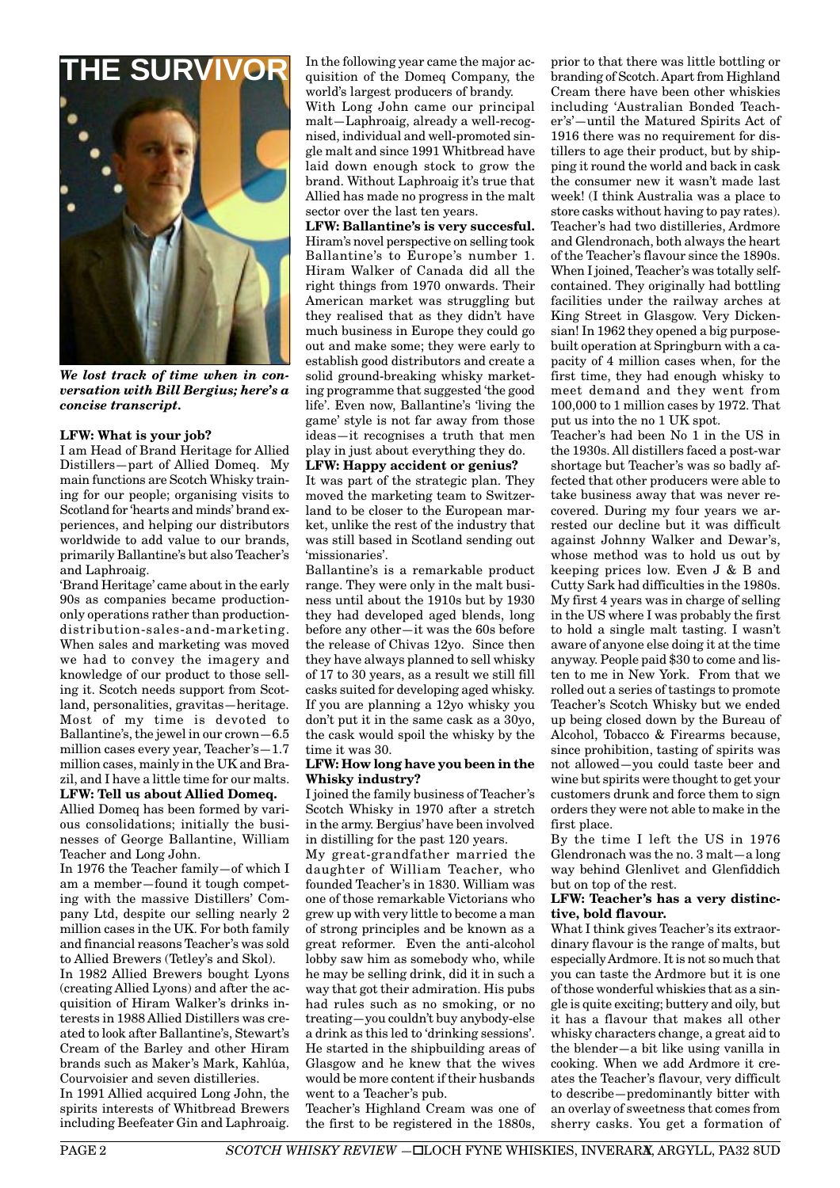# THE SURVIVOR

*We lost track of time when in conversation with Bill Bergius; here's a concise transcript.*

**LFW: What is your job?**

I am Head of Brand Heritage for Allied Distillers—part of Allied Domeq. My main functions are Scotch Whisky training for our people; organising visits to Scotland for 'hearts and minds' brand experiences, and helping our distributors worldwide to add value to our brands, primarily Ballantine's but also Teacher's and Laphroaig.

'Brand Heritage' came about in the early 90s as companies became production-only operations rather than production-distribution-sales-and-marketing. When sales and marketing was moved we had to convey the imagery and knowledge of our product to those selling it. Scotch needs support from Scotland, personalities, gravitas—heritage. Most of my time is devoted to Ballantine's, the jewel in our crown—6.5 million cases every year, Teacher's—1.7 million cases, mainly in the UK and Brazil, and I have a little time for our malts.

**LFW: Tell us about Allied Domeq.**

Allied Domeq has been formed by various consolidations; initially the businesses of George Ballantine, William Teacher and Long John.

In 1976 the Teacher family—of which I am a member—found it tough competing with the massive Distillers' Company Ltd, despite our selling nearly 2 million cases in the UK. For both family and financial reasons Teacher's was sold to Allied Brewers (Tetley's and Skol).

In 1982 Allied Brewers bought Lyons (creating Allied Lyons) and after the acquisition of Hiram Walker's drinks interests in 1988 Allied Distillers was created to look after Ballantine's, Stewart's Cream of the Barley and other Hiram brands such as Maker's Mark, Kahlúa, Courvoisier and seven distilleries.

In 1991 Allied acquired Long John, the spirits interests of Whitbread Brewers including Beefeater Gin and Laphroaig. In the following year came the major acquisition of the Domeq Company, the world's largest producers of brandy.

With Long John came our principal malt—Laphroaig, already a well-recognised, individual and well-promoted single malt and since 1991 Whitbread have laid down enough stock to grow the brand. Without Laphroaig it's true that Allied has made no progress in the malt sector over the last ten years.

**LFW: Ballantine's is very succesful.**

Hiram's novel perspective on selling took Ballantine's to Europe's number 1. Hiram Walker of Canada did all the right things from 1970 onwards. Their American market was struggling but they realised that as they didn't have much business in Europe they could go out and make some; they were early to establish good distributors and create a solid ground-breaking whisky marketing programme that suggested 'the good life'. Even now, Ballantine's 'living the game' style is not far away from those ideas—it recognises a truth that men play in just about everything they do.

**LFW: Happy accident or genius?**

It was part of the strategic plan. They moved the marketing team to Switzerland to be closer to the European market, unlike the rest of the industry that was still based in Scotland sending out 'missionaries'.

Ballantine's is a remarkable product range. They were only in the malt business until about the 1910s but by 1930 they had developed aged blends, long before any other—it was the 60s before the release of Chivas 12yo. Since then they have always planned to sell whisky of 17 to 30 years, as a result we still fill casks suited for developing aged whisky. If you are planning a 12yo whisky you don't put it in the same cask as a 30yo, the cask would spoil the whisky by the time it was 30.

**LFW: How long have you been in the Whisky industry?**

I joined the family business of Teacher's Scotch Whisky in 1970 after a stretch in the army. Bergius' have been involved in distilling for the past 120 years.

My great-grandfather married the daughter of William Teacher, who founded Teacher's in 1830. William was one of those remarkable Victorians who grew up with very little to become a man of strong principles and be known as a great reformer. Even the anti-alcohol lobby saw him as somebody who, while he may be selling drink, did it in such a way that got their admiration. His pubs had rules such as no smoking, or no treating—you couldn't buy anybody-else a drink as this led to 'drinking sessions'. He started in the shipbuilding areas of Glasgow and he knew that the wives would be more content if their husbands went to a Teacher's pub.

Teacher's Highland Cream was one of the first to be registered in the 1880s, prior to that there was little bottling or branding of Scotch. Apart from Highland Cream there have been other whiskies including 'Australian Bonded Teacher's'—until the Matured Spirits Act of 1916 there was no requirement for distillers to age their product, but by shipping it round the world and back in cask the consumer new it wasn't made last week! (I think Australia was a place to store casks without having to pay rates).

Teacher's had two distilleries, Ardmore and Glendronach, both always the heart of the Teacher's flavour since the 1890s. When I joined, Teacher's was totally self-contained. They originally had bottling facilities under the railway arches at King Street in Glasgow. Very Dickensian! In 1962 they opened a big purpose-built operation at Springburn with a capacity of 4 million cases when, for the first time, they had enough whisky to meet demand and they went from 100,000 to 1 million cases by 1972. That put us into the no 1 UK spot.

Teacher's had been No 1 in the US in the 1930s. All distillers faced a post-war shortage but Teacher's was so badly affected that other producers were able to take business away that was never recovered. During my four years we arrested our decline but it was difficult against Johnny Walker and Dewar's, whose method was to hold us out by keeping prices low. Even J & B and Cutty Sark had difficulties in the 1980s. My first 4 years was in charge of selling in the US where I was probably the first to hold a single malt tasting. I wasn't aware of anyone else doing it at the time anyway. People paid $30 to come and listen to me in New York. From that we rolled out a series of tastings to promote Teacher's Scotch Whisky but we ended up being closed down by the Bureau of Alcohol, Tobacco & Firearms because, since prohibition, tasting of spirits was not allowed—you could taste beer and wine but spirits were thought to get your customers drunk and force them to sign orders they were not able to make in the first place.

By the time I left the US in 1976 Glendronach was the no. 3 malt—a long way behind Glenlivet and Glenfiddich but on top of the rest.

**LFW: Teacher's has a very distinctive, bold flavour.**

What I think gives Teacher's its extraordinary flavour is the range of malts, but especially Ardmore. It is not so much that you can taste the Ardmore but it is one of those wonderful whiskies that as a single is quite exciting; buttery and oily, but it has a flavour that makes all other whisky characters change, a great aid to the blender—a bit like using vanilla in cooking. When we add Ardmore it creates the Teacher's flavour, very difficult to describe—predominantly bitter with an overlay of sweetness that comes from sherry casks. You get a formation of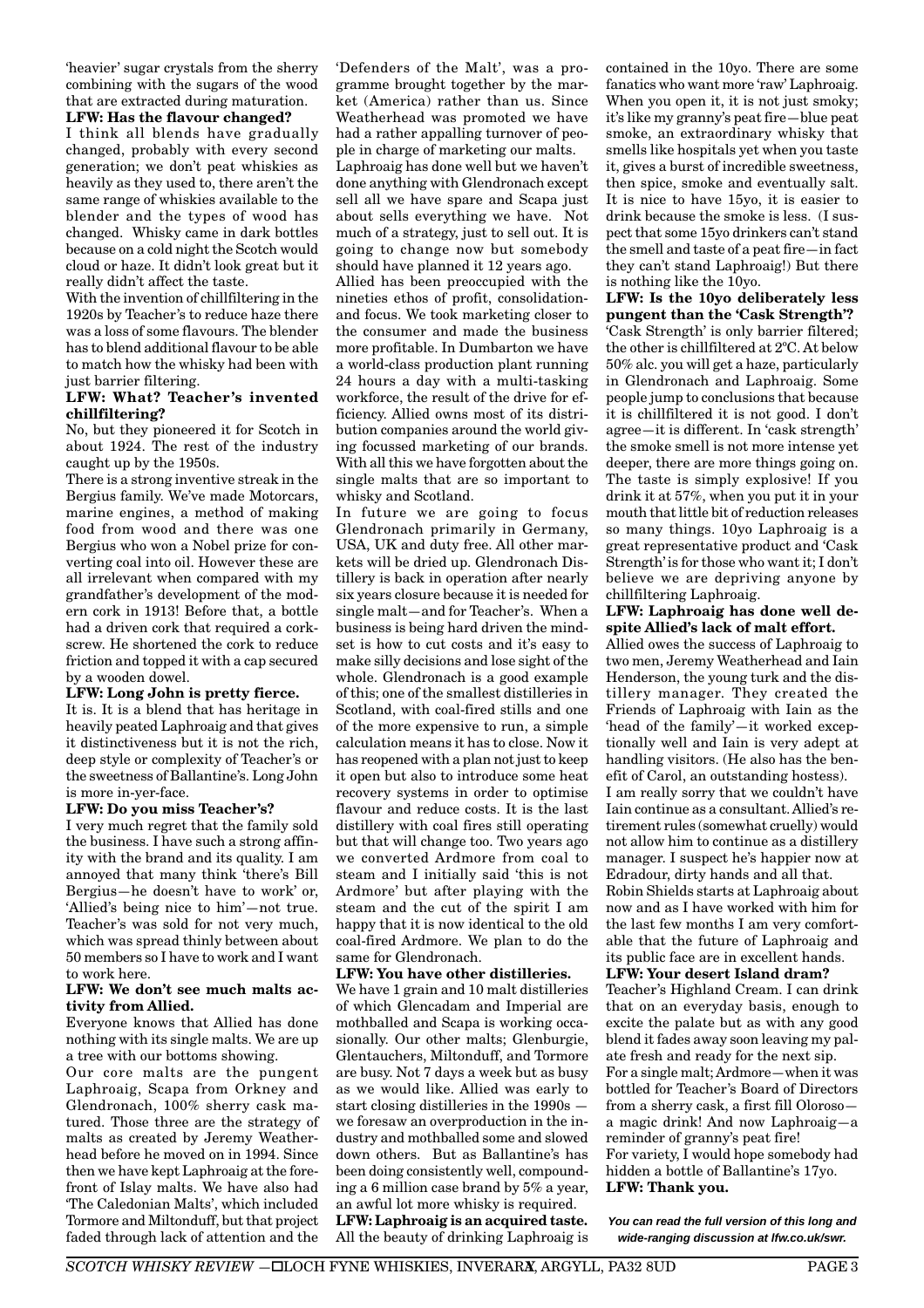'heavier' sugar crystals from the sherry combining with the sugars of the wood that are extracted during maturation.

**LFW: Has the flavour changed?**

I think all blends have gradually changed, probably with every second generation; we don't peat whiskies as heavily as they used to, there aren't the same range of whiskies available to the blender and the types of wood has changed. Whisky came in dark bottles because on a cold night the Scotch would cloud or haze. It didn't look great but it really didn't affect the taste.

With the invention of chillfiltering in the 1920s by Teacher's to reduce haze there was a loss of some flavours. The blender has to blend additional flavour to be able to match how the whisky had been with just barrier filtering.

**LFW: What? Teacher's invented chillfiltering?**

No, but they pioneered it for Scotch in about 1924. The rest of the industry caught up by the 1950s.

There is a strong inventive streak in the Bergius family. We've made Motorcars, marine engines, a method of making food from wood and there was one Bergius who won a Nobel prize for converting coal into oil. However these are all irrelevant when compared with my grandfather's development of the modern cork in 1913! Before that, a bottle had a driven cork that required a corkscrew. He shortened the cork to reduce friction and topped it with a cap secured by a wooden dowel.

**LFW: Long John is pretty fierce.**

It is. It is a blend that has heritage in heavily peated Laphroaig and that gives it distinctiveness but it is not the rich, deep style or complexity of Teacher's or the sweetness of Ballantine's. Long John is more in-yer-face.

**LFW: Do you miss Teacher's?**

I very much regret that the family sold the business. I have such a strong affinity with the brand and its quality. I am annoyed that many think 'there's Bill Bergius—he doesn't have to work' or, 'Allied's being nice to him'—not true. Teacher's was sold for not very much, which was spread thinly between about 50 members so I have to work and I want to work here.

**LFW: We don't see much malts activity from Allied.**

Everyone knows that Allied has done nothing with its single malts. We are up a tree with our bottoms showing.

Our core malts are the pungent Laphroaig, Scapa from Orkney and Glendronach, 100% sherry cask matured. Those three are the strategy of malts as created by Jeremy Weatherhead before he moved on in 1994. Since then we have kept Laphroaig at the forefront of Islay malts. We have also had 'The Caledonian Malts', which included Tormore and Miltonduff, but that project faded through lack of attention and the 'Defenders of the Malt', was a programme brought together by the market (America) rather than us. Since Weatherhead was promoted we have had a rather appalling turnover of people in charge of marketing our malts.

Laphroaig has done well but we haven't done anything with Glendronach except sell all we have spare and Scapa just about sells everything we have. Not much of a strategy, just to sell out. It is going to change now but somebody should have planned it 12 years ago.

Allied has been preoccupied with the nineties ethos of profit, consolidation and focus. We took marketing closer to the consumer and made the business more profitable. In Dumbarton we have a world-class production plant running 24 hours a day with a multi-tasking workforce, the result of the drive for efficiency. Allied owns most of its distribution companies around the world giving focussed marketing of our brands. With all this we have forgotten about the single malts that are so important to whisky and Scotland.

In future we are going to focus Glendronach primarily in Germany, USA, UK and duty free. All other markets will be dried up. Glendronach Distillery is back in operation after nearly six years closure because it is needed for single malt—and for Teacher's. When a business is being hard driven the mindset is how to cut costs and it's easy to make silly decisions and lose sight of the whole. Glendronach is a good example of this; one of the smallest distilleries in Scotland, with coal-fired stills and one of the more expensive to run, a simple calculation means it has to close. Now it has reopened with a plan not just to keep it open but also to introduce some heat recovery systems in order to optimise flavour and reduce costs. It is the last distillery with coal fires still operating but that will change too. Two years ago we converted Ardmore from coal to steam and I initially said 'this is not Ardmore' but after playing with the steam and the cut of the spirit I am happy that it is now identical to the old coal-fired Ardmore. We plan to do the same for Glendronach.

**LFW: You have other distilleries.**

We have 1 grain and 10 malt distilleries of which Glencadam and Imperial are mothballed and Scapa is working occasionally. Our other malts; Glenburgie, Glentauchers, Miltonduff, and Tormore are busy. Not 7 days a week but as busy as we would like. Allied was early to start closing distilleries in the 1990s—we foresaw an overproduction in the industry and mothballed some and slowed down others. But as Ballantine's has been doing consistently well, compounding a 6 million case brand by 5% a year, an awful lot more whisky is required.

**LFW: Laphroaig is an acquired taste.**

All the beauty of drinking Laphroaig is contained in the 10yo. There are some fanatics who want more 'raw' Laphroaig. When you open it, it is not just smoky; it's like my granny's peat fire—blue peat smoke, an extraordinary whisky that smells like hospitals yet when you taste it, gives a burst of incredible sweetness, then spice, smoke and eventually salt. It is nice to have 15yo, it is easier to drink because the smoke is less. (I suspect that some 15yo drinkers can't stand the smell and taste of a peat fire—in fact they can't stand Laphroaig!) But there is nothing like the 10yo.

**LFW: Is the 10yo deliberately less pungent than the 'Cask Strength'?**

'Cask Strength' is only barrier filtered; the other is chillfiltered at 2ºC. At below 50% alc. you will get a haze, particularly in Glendronach and Laphroaig. Some people jump to conclusions that because it is chillfiltered it is not good. I don't agree—it is different. In 'cask strength' the smoke smell is not more intense yet deeper, there are more things going on. The taste is simply explosive! If you drink it at 57%, when you put it in your mouth that little bit of reduction releases so many things. 10yo Laphroaig is a great representative product and 'Cask Strength' is for those who want it; I don't believe we are depriving anyone by chillfiltering Laphroaig.

**LFW: Laphroaig has done well despite Allied's lack of malt effort.**

Allied owes the success of Laphroaig to two men, Jeremy Weatherhead and Iain Henderson, the young turk and the distillery manager. They created the Friends of Laphroaig with Iain as the 'head of the family'—it worked exceptionally well and Iain is very adept at handling visitors. (He also has the benefit of Carol, an outstanding hostess).

I am really sorry that we couldn't have Iain continue as a consultant. Allied's retirement rules (somewhat cruelly) would not allow him to continue as a distillery manager. I suspect he's happier now at Edradour, dirty hands and all that.

Robin Shields starts at Laphroaig about now and as I have worked with him for the last few months I am very comfortable that the future of Laphroaig and its public face are in excellent hands.

**LFW: Your desert Island dram?**

Teacher's Highland Cream. I can drink that on an everyday basis, enough to excite the palate but as with any good blend it fades away soon leaving my palate fresh and ready for the next sip.

For a single malt; Ardmore—when it was bottled for Teacher's Board of Directors from a sherry cask, a first fill Oloroso—a magic drink! And now Laphroaig—a reminder of granny's peat fire!

For variety, I would hope somebody had hidden a bottle of Ballantine's 17yo.

**LFW: Thank you.**

***You can read the full version of this long and wide-ranging discussion at lfw.co.uk/swr.***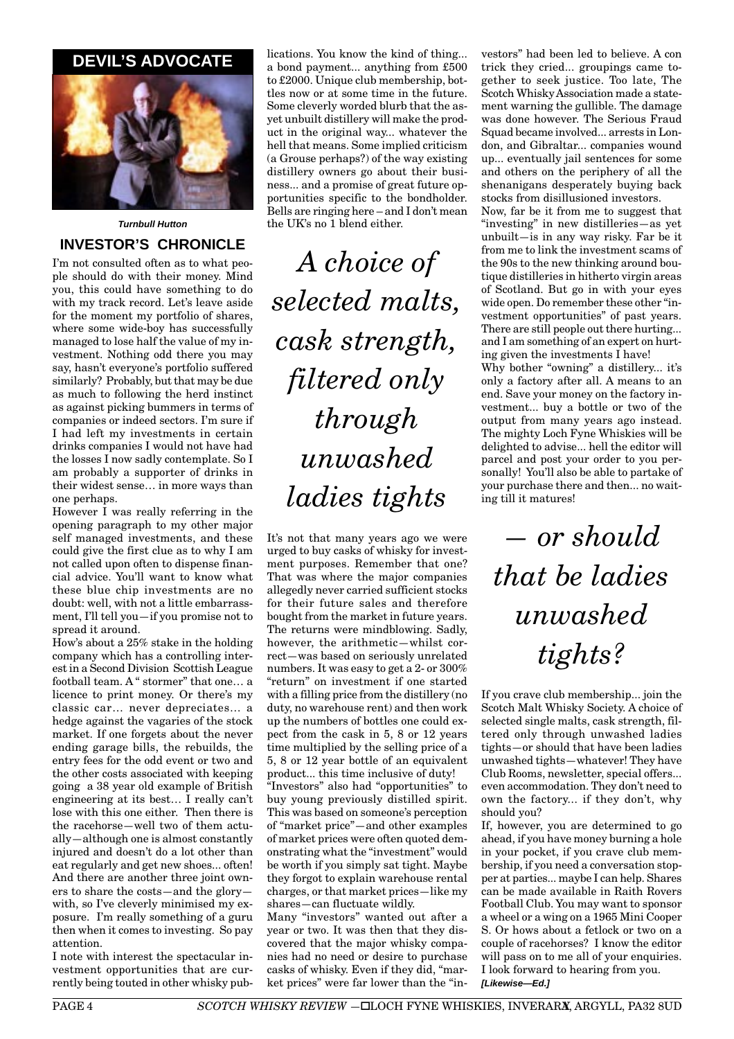## DEVIL'S ADVOCATE

***Turnbull Hutton***

## INVESTOR'S CHRONICLE

I'm not consulted often as to what people should do with their money. Mind you, this could have something to do with my track record. Let's leave aside for the moment my portfolio of shares, where some wide-boy has successfully managed to lose half the value of my investment. Nothing odd there you may say, hasn't everyone's portfolio suffered similarly? Probably, but that may be due as much to following the herd instinct as against picking bummers in terms of companies or indeed sectors. I'm sure if I had left my investments in certain drinks companies I would not have had the losses I now sadly contemplate. So I am probably a supporter of drinks in their widest sense… in more ways than one perhaps.

However I was really referring in the opening paragraph to my other major self managed investments, and these could give the first clue as to why I am not called upon often to dispense financial advice. You'll want to know what these blue chip investments are no doubt: well, with not a little embarrassment, I'll tell you—if you promise not to spread it around.

How's about a 25% stake in the holding company which has a controlling interest in a Second Division Scottish League football team. A " stormer" that one… a licence to print money. Or there's my classic car… never depreciates… a hedge against the vagaries of the stock market. If one forgets about the never ending garage bills, the rebuilds, the entry fees for the odd event or two and the other costs associated with keeping going a 38 year old example of British engineering at its best… I really can't lose with this one either. Then there is the racehorse—well two of them actually—although one is almost constantly injured and doesn't do a lot other than eat regularly and get new shoes... often! And there are another three joint owners to share the costs—and the glory—with, so I've cleverly minimised my exposure. I'm really something of a guru then when it comes to investing. So pay attention.

I note with interest the spectacular investment opportunities that are currently being touted in other whisky publications. You know the kind of thing... a bond payment... anything from £500 to £2000. Unique club membership, bottles now or at some time in the future. Some cleverly worded blurb that the as-yet unbuilt distillery will make the product in the original way... whatever the hell that means. Some implied criticism (a Grouse perhaps?) of the way existing distillery owners go about their business... and a promise of great future opportunities specific to the bondholder. Bells are ringing here – and I don't mean the UK's no 1 blend either.

*A choice of selected malts, cask strength, filtered only through unwashed ladies tights*

It's not that many years ago we were urged to buy casks of whisky for investment purposes. Remember that one? That was where the major companies allegedly never carried sufficient stocks for their future sales and therefore bought from the market in future years. The returns were mindblowing. Sadly, however, the arithmetic—whilst correct—was based on seriously unrelated numbers. It was easy to get a 2- or 300% "return" on investment if one started with a filling price from the distillery (no duty, no warehouse rent) and then work up the numbers of bottles one could expect from the cask in 5, 8 or 12 years time multiplied by the selling price of a 5, 8 or 12 year bottle of an equivalent product... this time inclusive of duty!

"Investors" also had "opportunities" to buy young previously distilled spirit. This was based on someone's perception of "market price"—and other examples of market prices were often quoted demonstrating what the "investment" would be worth if you simply sat tight. Maybe they forgot to explain warehouse rental charges, or that market prices—like my shares—can fluctuate wildly.

Many "investors" wanted out after a year or two. It was then that they discovered that the major whisky companies had no need or desire to purchase casks of whisky. Even if they did, "market prices" were far lower than the "investors" had been led to believe. A con trick they cried... groupings came together to seek justice. Too late, The Scotch Whisky Association made a statement warning the gullible. The damage was done however. The Serious Fraud Squad became involved... arrests in London, and Gibraltar... companies wound up... eventually jail sentences for some and others on the periphery of all the shenanigans desperately buying back stocks from disillusioned investors.

Now, far be it from me to suggest that "investing" in new distilleries—as yet unbuilt—is in any way risky. Far be it from me to link the investment scams of the 90s to the new thinking around boutique distilleries in hitherto virgin areas of Scotland. But go in with your eyes wide open. Do remember these other "investment opportunities" of past years. There are still people out there hurting... and I am something of an expert on hurting given the investments I have!

Why bother "owning" a distillery... it's only a factory after all. A means to an end. Save your money on the factory investment... buy a bottle or two of the output from many years ago instead. The mighty Loch Fyne Whiskies will be delighted to advise... hell the editor will parcel and post your order to you personally! You'll also be able to partake of your purchase there and then... no waiting till it matures!

*— or should that be ladies unwashed tights?*

If you crave club membership... join the Scotch Malt Whisky Society. A choice of selected single malts, cask strength, filtered only through unwashed ladies tights—or should that have been ladies unwashed tights—whatever! They have Club Rooms, newsletter, special offers... even accommodation. They don't need to own the factory... if they don't, why should you?

If, however, you are determined to go ahead, if you have money burning a hole in your pocket, if you crave club membership, if you need a conversation stopper at parties... maybe I can help. Shares can be made available in Raith Rovers Football Club. You may want to sponsor a wheel or a wing on a 1965 Mini Cooper S. Or hows about a fetlock or two on a couple of racehorses? I know the editor will pass on to me all of your enquiries. I look forward to hearing from you.

***[Likewise—Ed.]***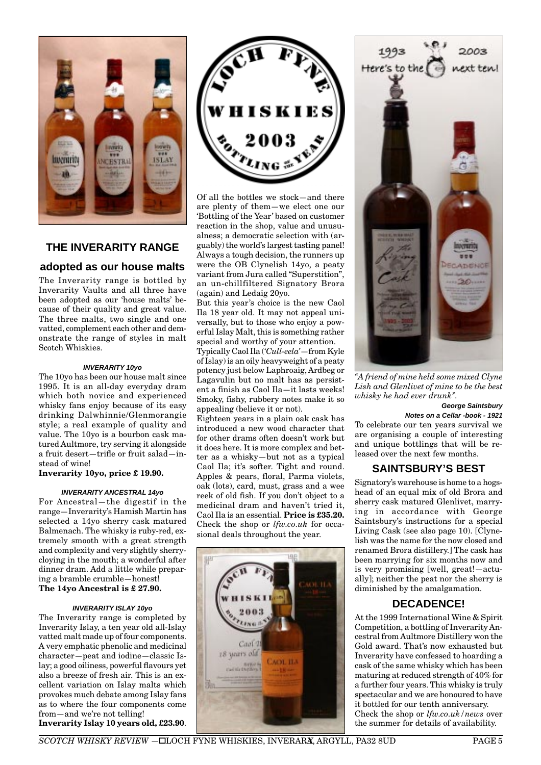## THE INVERARITY RANGE

### adopted as our house malts

The Inverarity range is bottled by Inverarity Vaults and all three have been adopted as our 'house malts' because of their quality and great value. The three malts, two single and one vatted, complement each other and demonstrate the range of styles in malt Scotch Whiskies.

#### INVERARITY 10yo

The 10yo has been our house malt since 1995. It is an all-day everyday dram which both novice and experienced whisky fans enjoy because of its easy drinking Dalwhinnie/Glenmorangie style; a real example of quality and value. The 10yo is a bourbon cask matured Aultmore, try serving it alongside a fruit desert—trifle or fruit salad—instead of wine!

**Inverarity 10yo, price £ 19.90.**

#### INVERARITY ANCESTRAL 14yo

For Ancestral—the digestif in the range—Inverarity's Hamish Martin has selected a 14yo sherry cask matured Balmenach. The whisky is ruby-red, extremely smooth with a great strength and complexity and very slightly sherry-cloying in the mouth; a wonderful after dinner dram. Add a little while preparing a bramble crumble—honest!

**The 14yo Ancestral is £ 27.90.**

#### INVERARITY ISLAY 10yo

The Inverarity range is completed by Inverarity Islay, a ten year old all-Islay vatted malt made up of four components. A very emphatic phenolic and medicinal character—peat and iodine—classic Islay; a good oiliness, powerful flavours yet also a breeze of fresh air. This is an excellent variation on Islay malts which provokes much debate among Islay fans as to where the four components come from—and we're not telling!

**Inverarity Islay 10 years old, £23.90**.

## LOCH FYNE WHISKIES 2003 BOTTLING OF THE YEAR

Of all the bottles we stock—and there are plenty of them—we elect one our 'Bottling of the Year' based on customer reaction in the shop, value and unusualness; a democratic selection with (arguably) the world's largest tasting panel! Always a tough decision, the runners up were the OB Clynelish 14yo, a peaty variant from Jura called "Superstition", an un-chillfiltered Signatory Brora (again) and Ledaig 20yo.

But this year's choice is the new Caol Ila 18 year old. It may not appeal universally, but to those who enjoy a powerful Islay Malt, this is something rather special and worthy of your attention.

Typically Caol Ila (*'Cull-eela'*—from Kyle of Islay) is an oily heavyweight of a peaty potency just below Laphroaig, Ardbeg or Lagavulin but no malt has as persistent a finish as Caol Ila—it lasts weeks! Smoky, fishy, rubbery notes make it so appealing (believe it or not).

Eighteen years in a plain oak cask has introduced a new wood character that for other drams often doesn't work but it does here. It is more complex and better as a whisky—but not as a typical Caol Ila; it's softer. Tight and round. Apples & pears, floral, Parma violets, oak (lots), card, must, grass and a wee reek of old fish. If you don't object to a medicinal dram and haven't tried it, Caol Ila is an essential. **Price is £35.20.** Check the shop or *lfw.co.uk* for occasional deals throughout the year.

1993 Here's to the next ten! 2003

*"A friend of mine held some mixed Clyne Lish and Glenlivet of mine to be the best whisky he had ever drunk".*

**George Saintsbury**
***Notes on a Cellar -book - 1921***

To celebrate our ten years survival we are organising a couple of interesting and unique bottlings that will be released over the next few months.

### SAINTSBURY'S BEST

Signatory's warehouse is home to a hogshead of an equal mix of old Brora and sherry cask matured Glenlivet, marrying in accordance with George Saintsbury's instructions for a special Living Cask (see also page 10). [Clynelish was the name for the now closed and renamed Brora distillery.] The cask has been marrying for six months now and is very promising [well, great!—actually]; neither the peat nor the sherry is diminished by the amalgamation.

### DECADENCE!

At the 1999 International Wine & Spirit Competition, a bottling of Inverarity Ancestral from Aultmore Distillery won the Gold award. That's now exhausted but Inverarity have confessed to hoarding a cask of the same whisky which has been maturing at reduced strength of 40% for a further four years. This whisky is truly spectacular and we are honoured to have it bottled for our tenth anniversary.

Check the shop or *lfw.co.uk/news* over the summer for details of availability.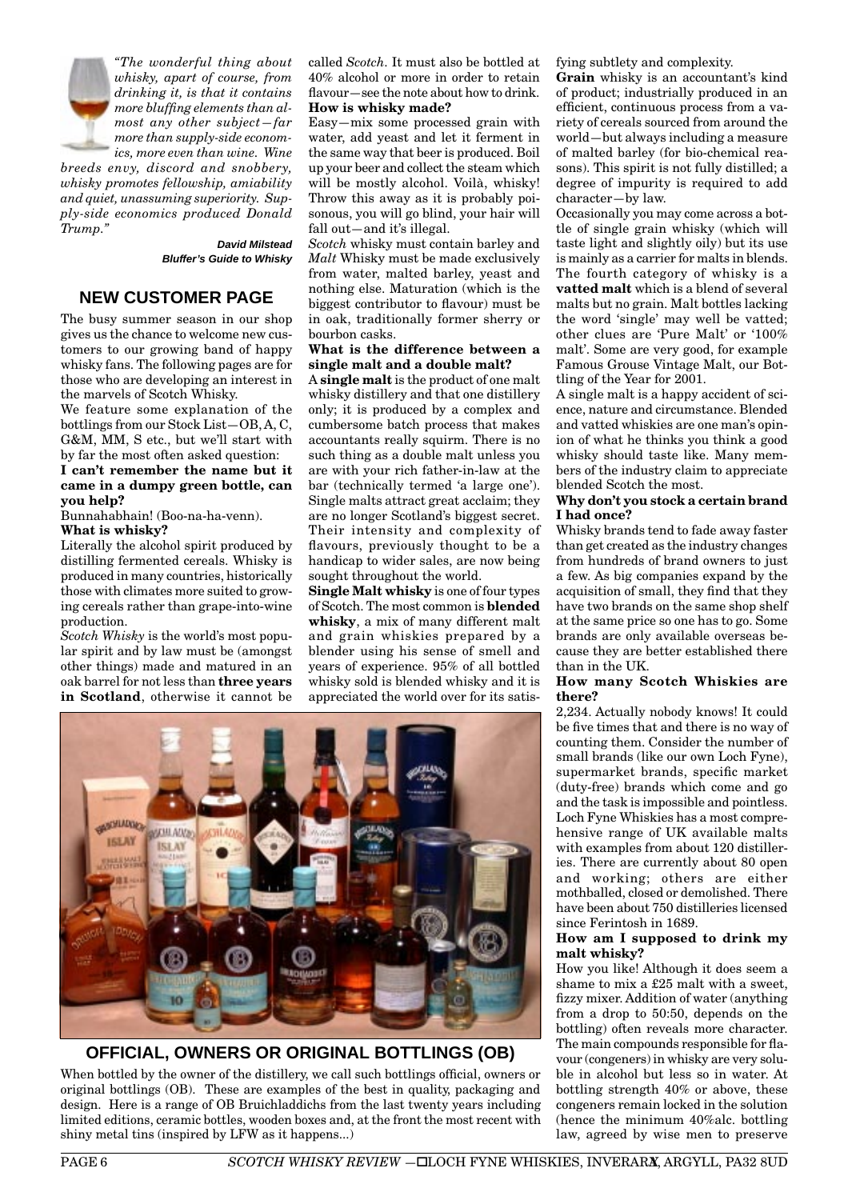*"The wonderful thing about whisky, apart of course, from drinking it, is that it contains more bluffing elements than almost any other subject—far more than supply-side economics, more even than wine. Wine breeds envy, discord and snobbery, whisky promotes fellowship, amiability and quiet, unassuming superiority. Supply-side economics produced Donald Trump."*

**David Milstead**
**Bluffer's Guide to Whisky**

## NEW CUSTOMER PAGE

The busy summer season in our shop gives us the chance to welcome new customers to our growing band of happy whisky fans. The following pages are for those who are developing an interest in the marvels of Scotch Whisky.

We feature some explanation of the bottlings from our Stock List—OB, A, C, G&M, MM, S etc., but we'll start with by far the most often asked question:

**I can't remember the name but it came in a dumpy green bottle, can you help?**

Bunnahabhain! (Boo-na-ha-venn).

**What is whisky?**

Literally the alcohol spirit produced by distilling fermented cereals. Whisky is produced in many countries, historically those with climates more suited to growing cereals rather than grape-into-wine production.

*Scotch Whisky* is the world's most popular spirit and by law must be (amongst other things) made and matured in an oak barrel for not less than **three years in Scotland**, otherwise it cannot be called *Scotch*. It must also be bottled at 40% alcohol or more in order to retain flavour—see the note about how to drink.

**How is whisky made?**

Easy—mix some processed grain with water, add yeast and let it ferment in the same way that beer is produced. Boil up your beer and collect the steam which will be mostly alcohol. Voilà, whisky! Throw this away as it is probably poisonous, you will go blind, your hair will fall out—and it's illegal.

*Scotch* whisky must contain barley and *Malt* Whisky must be made exclusively from water, malted barley, yeast and nothing else. Maturation (which is the biggest contributor to flavour) must be in oak, traditionally former sherry or bourbon casks.

**What is the difference between a single malt and a double malt?**

A **single malt** is the product of one malt whisky distillery and that one distillery only; it is produced by a complex and cumbersome batch process that makes accountants really squirm. There is no such thing as a double malt unless you are with your rich father-in-law at the bar (technically termed 'a large one'). Single malts attract great acclaim; they are no longer Scotland's biggest secret. Their intensity and complexity of flavours, previously thought to be a handicap to wider sales, are now being sought throughout the world.

**Single Malt whisky** is one of four types of Scotch. The most common is **blended whisky**, a mix of many different malt and grain whiskies prepared by a blender using his sense of smell and years of experience. 95% of all bottled whisky sold is blended whisky and it is appreciated the world over for its satisfying subtlety and complexity.

**Grain** whisky is an accountant's kind of product; industrially produced in an efficient, continuous process from a variety of cereals sourced from around the world—but always including a measure of malted barley (for bio-chemical reasons). This spirit is not fully distilled; a degree of impurity is required to add character—by law.

Occasionally you may come across a bottle of single grain whisky (which will taste light and slightly oily) but its use is mainly as a carrier for malts in blends. The fourth category of whisky is a **vatted malt** which is a blend of several malts but no grain. Malt bottles lacking the word 'single' may well be vatted; other clues are 'Pure Malt' or '100% malt'. Some are very good, for example Famous Grouse Vintage Malt, our Bottling of the Year for 2001.

A single malt is a happy accident of science, nature and circumstance. Blended and vatted whiskies are one man's opinion of what he thinks you think a good whisky should taste like. Many members of the industry claim to appreciate blended Scotch the most.

**Why don't you stock a certain brand I had once?**

Whisky brands tend to fade away faster than get created as the industry changes from hundreds of brand owners to just a few. As big companies expand by the acquisition of small, they find that they have two brands on the same shop shelf at the same price so one has to go. Some brands are only available overseas because they are better established there than in the UK.

**How many Scotch Whiskies are there?**

2,234. Actually nobody knows! It could be five times that and there is no way of counting them. Consider the number of small brands (like our own Loch Fyne), supermarket brands, specific market (duty-free) brands which come and go and the task is impossible and pointless. Loch Fyne Whiskies has a most comprehensive range of UK available malts with examples from about 120 distilleries. There are currently about 80 open and working; others are either mothballed, closed or demolished. There have been about 750 distilleries licensed since Ferintosh in 1689.

**How am I supposed to drink my malt whisky?**

How you like! Although it does seem a shame to mix a £25 malt with a sweet, fizzy mixer. Addition of water (anything from a drop to 50:50, depends on the bottling) often reveals more character. The main compounds responsible for flavour (congeners) in whisky are very soluble in alcohol but less so in water. At bottling strength 40% or above, these congeners remain locked in the solution (hence the minimum 40%alc. bottling law, agreed by wise men to preserve

## OFFICIAL, OWNERS OR ORIGINAL BOTTLINGS (OB)

When bottled by the owner of the distillery, we call such bottlings official, owners or original bottlings (OB). These are examples of the best in quality, packaging and design. Here is a range of OB Bruichladdichs from the last twenty years including limited editions, ceramic bottles, wooden boxes and, at the front the most recent with shiny metal tins (inspired by LFW as it happens...)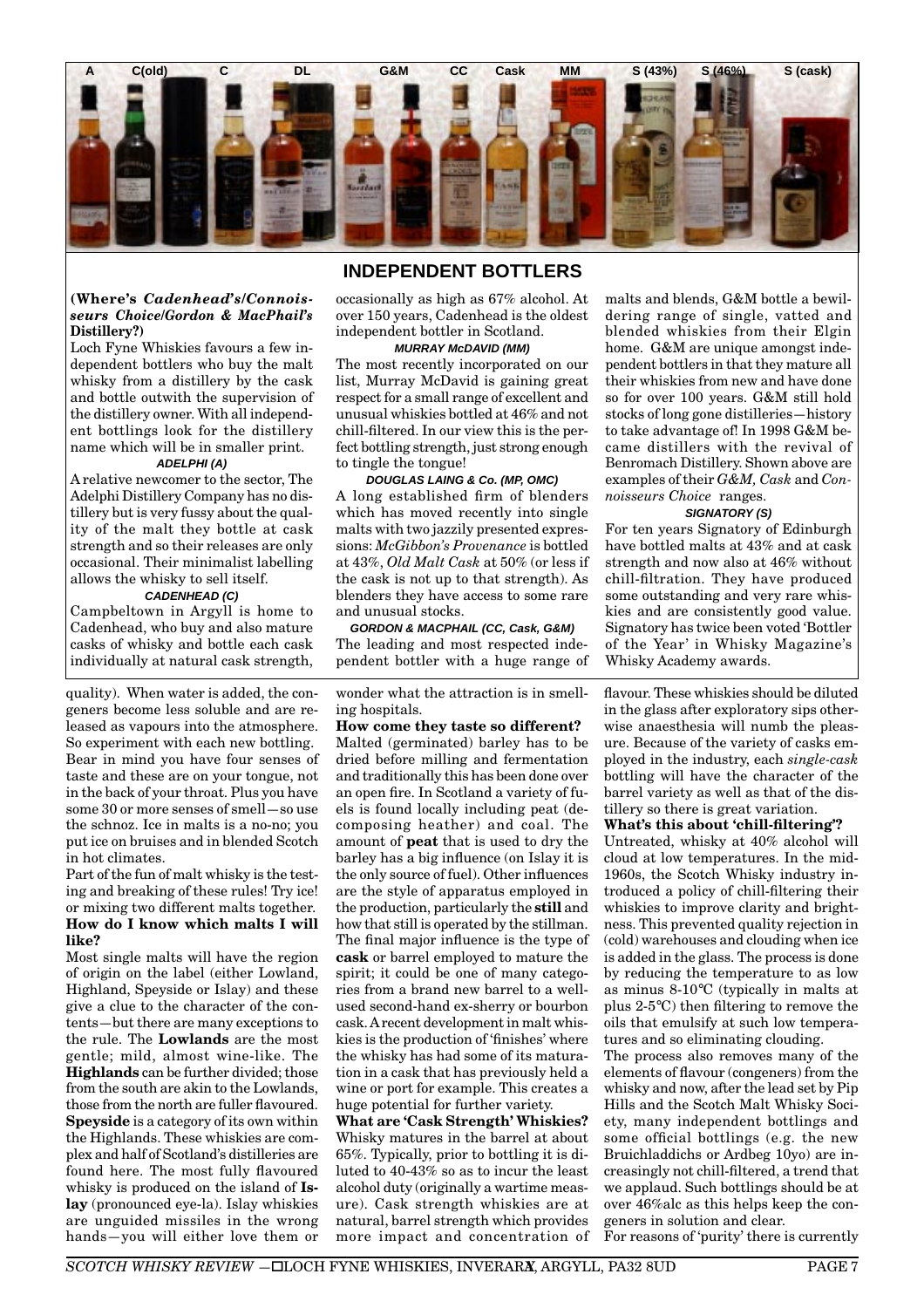A C(old) C DL G&M CC Cask MM S (43%) S (46%) S (cask)

## INDEPENDENT BOTTLERS

**(Where's *Cadenhead's/Connoisseurs Choice/Gordon & MacPhail's* Distillery?)**

Loch Fyne Whiskies favours a few independent bottlers who buy the malt whisky from a distillery by the cask and bottle outwith the supervision of the distillery owner. With all independent bottlings look for the distillery name which will be in smaller print.

### ADELPHI (A)

A relative newcomer to the sector, The Adelphi Distillery Company has no distillery but is very fussy about the quality of the malt they bottle at cask strength and so their releases are only occasional. Their minimalist labelling allows the whisky to sell itself.

### CADENHEAD (C)

Campbeltown in Argyll is home to Cadenhead, who buy and also mature casks of whisky and bottle each cask individually at natural cask strength, occasionally as high as 67% alcohol. At over 150 years, Cadenhead is the oldest independent bottler in Scotland.

### MURRAY McDAVID (MM)

The most recently incorporated on our list, Murray McDavid is gaining great respect for a small range of excellent and unusual whiskies bottled at 46% and not chill-filtered. In our view this is the perfect bottling strength, just strong enough to tingle the tongue!

### DOUGLAS LAING & Co. (MP, OMC)

A long established firm of blenders which has moved recently into single malts with two jazzily presented expressions: *McGibbon's Provenance* is bottled at 43%, *Old Malt Cask* at 50% (or less if the cask is not up to that strength). As blenders they have access to some rare and unusual stocks.

### GORDON & MACPHAIL (CC, Cask, G&M)

The leading and most respected independent bottler with a huge range of malts and blends, G&M bottle a bewildering range of single, vatted and blended whiskies from their Elgin home. G&M are unique amongst independent bottlers in that they mature all their whiskies from new and have done so for over 100 years. G&M still hold stocks of long gone distilleries—history to take advantage of! In 1998 G&M became distillers with the revival of Benromach Distillery. Shown above are examples of their *G&M, Cask* and *Connoisseurs Choice* ranges.

### SIGNATORY (S)

For ten years Signatory of Edinburgh have bottled malts at 43% and at cask strength and now also at 46% without chill-filtration. They have produced some outstanding and very rare whiskies and are consistently good value. Signatory has twice been voted 'Bottler of the Year' in Whisky Magazine's Whisky Academy awards.

---

quality). When water is added, the congeners become less soluble and are released as vapours into the atmosphere. So experiment with each new bottling.

Bear in mind you have four senses of taste and these are on your tongue, not in the back of your throat. Plus you have some 30 or more senses of smell—so use the schnoz. Ice in malts is a no-no; you put ice on bruises and in blended Scotch in hot climates.

Part of the fun of malt whisky is the testing and breaking of these rules! Try ice! or mixing two different malts together.

**How do I know which malts I will like?**

Most single malts will have the region of origin on the label (either Lowland, Highland, Speyside or Islay) and these give a clue to the character of the contents—but there are many exceptions to the rule. The **Lowlands** are the most gentle; mild, almost wine-like. The **Highlands** can be further divided; those from the south are akin to the Lowlands, those from the north are fuller flavoured. **Speyside** is a category of its own within the Highlands. These whiskies are complex and half of Scotland's distilleries are found here. The most fully flavoured whisky is produced on the island of **Islay** (pronounced eye-la). Islay whiskies are unguided missiles in the wrong hands—you will either love them or wonder what the attraction is in smelling hospitals.

**How come they taste so different?**

Malted (germinated) barley has to be dried before milling and fermentation and traditionally this has been done over an open fire. In Scotland a variety of fuels is found locally including peat (decomposing heather) and coal. The amount of **peat** that is used to dry the barley has a big influence (on Islay it is the only source of fuel). Other influences are the style of apparatus employed in the production, particularly the **still** and how that still is operated by the stillman. The final major influence is the type of **cask** or barrel employed to mature the spirit; it could be one of many categories from a brand new barrel to a well-used second-hand ex-sherry or bourbon cask. A recent development in malt whiskies is the production of 'finishes' where the whisky has had some of its maturation in a cask that has previously held a wine or port for example. This creates a huge potential for further variety.

**What are 'Cask Strength' Whiskies?**

Whisky matures in the barrel at about 65%. Typically, prior to bottling it is diluted to 40-43% so as to incur the least alcohol duty (originally a wartime measure). Cask strength whiskies are at natural, barrel strength which provides more impact and concentration of flavour. These whiskies should be diluted in the glass after exploratory sips otherwise anaesthesia will numb the pleasure. Because of the variety of casks employed in the industry, each *single-cask* bottling will have the character of the barrel variety as well as that of the distillery so there is great variation.

**What's this about 'chill-filtering'?**

Untreated, whisky at 40% alcohol will cloud at low temperatures. In the mid-1960s, the Scotch Whisky industry introduced a policy of chill-filtering their whiskies to improve clarity and brightness. This prevented quality rejection in (cold) warehouses and clouding when ice is added in the glass. The process is done by reducing the temperature to as low as minus 8-10°C (typically in malts at plus 2-5°C) then filtering to remove the oils that emulsify at such low temperatures and so eliminating clouding.

The process also removes many of the elements of flavour (congeners) from the whisky and now, after the lead set by Pip Hills and the Scotch Malt Whisky Society, many independent bottlings and some official bottlings (e.g. the new Bruichladdichs or Ardbeg 10yo) are increasingly not chill-filtered, a trend that we applaud. Such bottlings should be at over 46%alc as this helps keep the congeners in solution and clear.

For reasons of 'purity' there is currently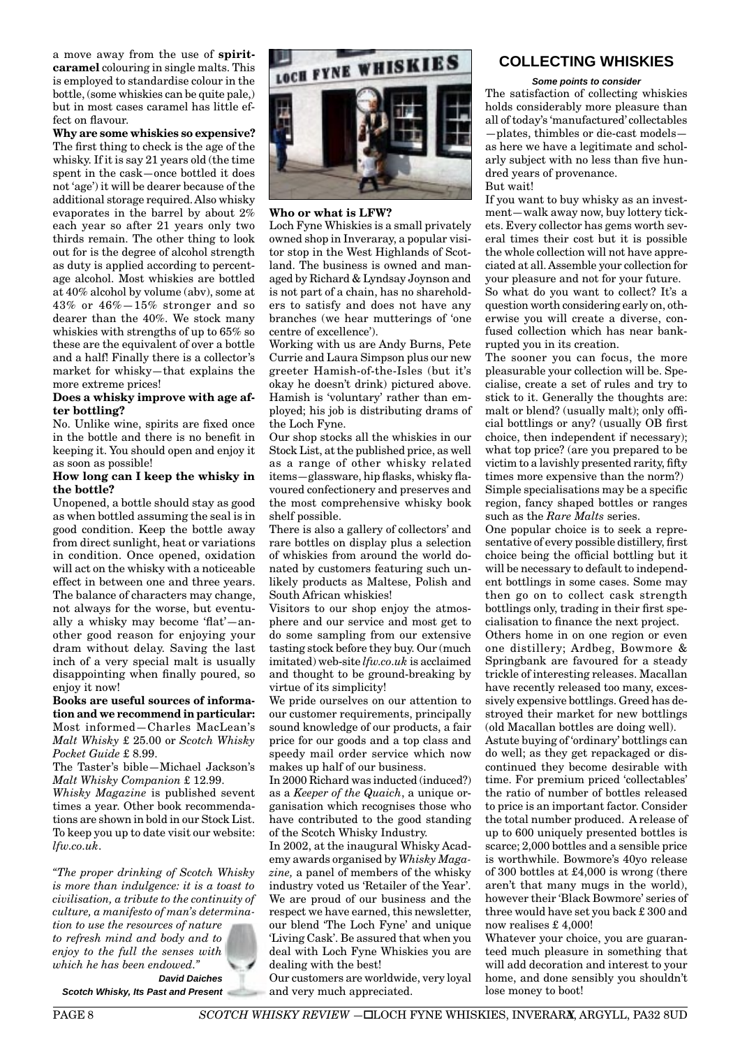a move away from the use of **spirit-caramel** colouring in single malts. This is employed to standardise colour in the bottle, (some whiskies can be quite pale,) but in most cases caramel has little effect on flavour.

**Why are some whiskies so expensive?** The first thing to check is the age of the whisky. If it is say 21 years old (the time spent in the cask—once bottled it does not 'age') it will be dearer because of the additional storage required. Also whisky evaporates in the barrel by about 2% each year so after 21 years only two thirds remain. The other thing to look out for is the degree of alcohol strength as duty is applied according to percentage alcohol. Most whiskies are bottled at 40% alcohol by volume (abv), some at 43% or 46%—15% stronger and so dearer than the 40%. We stock many whiskies with strengths of up to 65% so these are the equivalent of over a bottle and a half! Finally there is a collector's market for whisky—that explains the more extreme prices!

**Does a whisky improve with age after bottling?**

No. Unlike wine, spirits are fixed once in the bottle and there is no benefit in keeping it. You should open and enjoy it as soon as possible!

**How long can I keep the whisky in the bottle?**

Unopened, a bottle should stay as good as when bottled assuming the seal is in good condition. Keep the bottle away from direct sunlight, heat or variations in condition. Once opened, oxidation will act on the whisky with a noticeable effect in between one and three years. The balance of characters may change, not always for the worse, but eventually a whisky may become 'flat'—another good reason for enjoying your dram without delay. Saving the last inch of a very special malt is usually disappointing when finally poured, so enjoy it now!

**Books are useful sources of information and we recommend in particular:** Most informed—Charles MacLean's *Malt Whisky* £ 25.00 or *Scotch Whisky Pocket Guide* £ 8.99.

The Taster's bible—Michael Jackson's *Malt Whisky Companion* £ 12.99.

*Whisky Magazine* is published sevent times a year. Other book recommendations are shown in bold in our Stock List. To keep you up to date visit our website: *lfw.co.uk*.

*"The proper drinking of Scotch Whisky is more than indulgence: it is a toast to civilisation, a tribute to the continuity of culture, a manifesto of man's determination to use the resources of nature to refresh mind and body and to enjoy to the full the senses with which he has been endowed."*

***David Daiches***
***Scotch Whisky, Its Past and Present***

**Who or what is LFW?**

Loch Fyne Whiskies is a small privately owned shop in Inveraray, a popular visitor stop in the West Highlands of Scotland. The business is owned and managed by Richard & Lyndsay Joynson and is not part of a chain, has no shareholders to satisfy and does not have any branches (we hear mutterings of 'one centre of excellence').

Working with us are Andy Burns, Pete Currie and Laura Simpson plus our new greeter Hamish-of-the-Isles (but it's okay he doesn't drink) pictured above. Hamish is 'voluntary' rather than employed; his job is distributing drams of the Loch Fyne.

Our shop stocks all the whiskies in our Stock List, at the published price, as well as a range of other whisky related items—glassware, hip flasks, whisky flavoured confectionery and preserves and the most comprehensive whisky book shelf possible.

There is also a gallery of collectors' and rare bottles on display plus a selection of whiskies from around the world donated by customers featuring such unlikely products as Maltese, Polish and South African whiskies!

Visitors to our shop enjoy the atmosphere and our service and most get to do some sampling from our extensive tasting stock before they buy. Our (much imitated) web-site *lfw.co.uk* is acclaimed and thought to be ground-breaking by virtue of its simplicity!

We pride ourselves on our attention to our customer requirements, principally sound knowledge of our products, a fair price for our goods and a top class and speedy mail order service which now makes up half of our business.

In 2000 Richard was inducted (induced?) as a *Keeper of the Quaich*, a unique organisation which recognises those who have contributed to the good standing of the Scotch Whisky Industry.

In 2002, at the inaugural Whisky Academy awards organised by *Whisky Magazine,* a panel of members of the whisky industry voted us 'Retailer of the Year'. We are proud of our business and the respect we have earned, this newsletter, our blend 'The Loch Fyne' and unique 'Living Cask'. Be assured that when you deal with Loch Fyne Whiskies you are dealing with the best!

Our customers are worldwide, very loyal and very much appreciated.

## COLLECTING WHISKIES

***Some points to consider***

The satisfaction of collecting whiskies holds considerably more pleasure than all of today's 'manufactured' collectables—plates, thimbles or die-cast models—as here we have a legitimate and scholarly subject with no less than five hundred years of provenance.

But wait!

If you want to buy whisky as an investment—walk away now, buy lottery tickets. Every collector has gems worth several times their cost but it is possible the whole collection will not have appreciated at all. Assemble your collection for your pleasure and not for your future.

So what do you want to collect? It's a question worth considering early on, otherwise you will create a diverse, confused collection which has near bankrupted you in its creation.

The sooner you can focus, the more pleasurable your collection will be. Specialise, create a set of rules and try to stick to it. Generally the thoughts are: malt or blend? (usually malt); only official bottlings or any? (usually OB first choice, then independent if necessary); what top price? (are you prepared to be victim to a lavishly presented rarity, fifty times more expensive than the norm?) Simple specialisations may be a specific region, fancy shaped bottles or ranges such as the *Rare Malts* series.

One popular choice is to seek a representative of every possible distillery, first choice being the official bottling but it will be necessary to default to independent bottlings in some cases. Some may then go on to collect cask strength bottlings only, trading in their first specialisation to finance the next project.

Others home in on one region or even one distillery; Ardbeg, Bowmore & Springbank are favoured for a steady trickle of interesting releases. Macallan have recently released too many, excessively expensive bottlings. Greed has destroyed their market for new bottlings (old Macallan bottles are doing well).

Astute buying of 'ordinary' bottlings can do well; as they get repackaged or discontinued they become desirable with time. For premium priced 'collectables' the ratio of number of bottles released to price is an important factor. Consider the total number produced. A release of up to 600 uniquely presented bottles is scarce; 2,000 bottles and a sensible price is worthwhile. Bowmore's 40yo release of 300 bottles at £4,000 is wrong (there aren't that many mugs in the world), however their 'Black Bowmore' series of three would have set you back £ 300 and now realises £ 4,000!

Whatever your choice, you are guaranteed much pleasure in something that will add decoration and interest to your home, and done sensibly you shouldn't lose money to boot!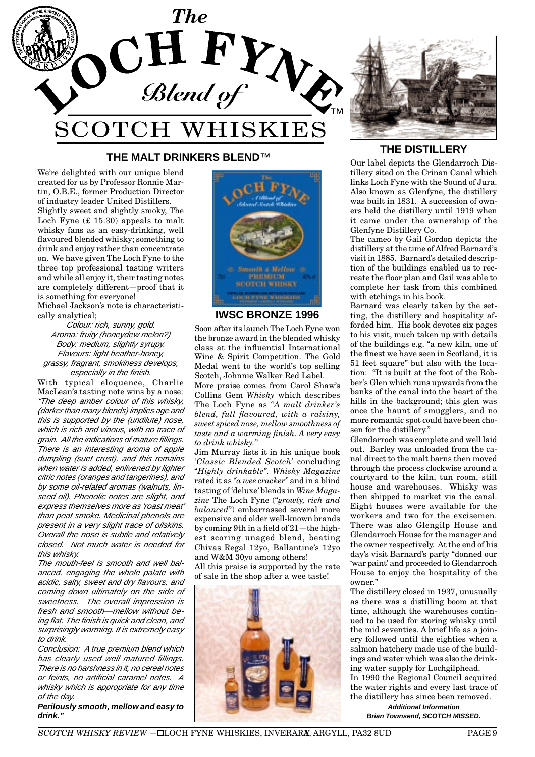# The LOCH FYNE Blend of SCOTCH WHISKIES™

## THE MALT DRINKERS BLEND™

We're delighted with our unique blend created for us by Professor Ronnie Martin, O.B.E., former Production Director of industry leader United Distillers.

Slightly sweet and slightly smoky, The Loch Fyne (£ 15.30) appeals to malt whisky fans as an easy-drinking, well flavoured blended whisky; something to drink and enjoy rather than concentrate on. We have given The Loch Fyne to the three top professional tasting writers and while all enjoy it, their tasting notes are completely different—proof that it is something for everyone!

Michael Jackson's note is characteristically analytical;

*Colour: rich, sunny, gold.*
*Aroma: fruity (honeydew melon?)*
*Body: medium, slightly syrupy.*
*Flavours: light heather-honey, grassy, fragrant, smokiness develops, especially in the finish.*

With typical eloquence, Charlie MacLean's tasting note wins by a nose: *"The deep amber colour of this whisky, (darker than many blends) implies age and this is supported by the (undilute) nose, which is rich and vinous, with no trace of grain. All the indications of mature fillings. There is an interesting aroma of apple dumpling (suet crust), and this remains when water is added, enlivened by lighter citric notes (oranges and tangerines), and by some oil-related aromas (walnuts, linseed oil). Phenolic notes are slight, and express themselves more as 'roast meat' than peat smoke. Medicinal phenols are present in a very slight trace of oilskins. Overall the nose is subtle and relatively closed. Not much water is needed for this whisky.*

*The mouth-feel is smooth and well balanced, engaging the whole palate with acidic, salty, sweet and dry flavours, and coming down ultimately on the side of sweetness. The overall impression is fresh and smooth—mellow without being flat. The finish is quick and clean, and surprisingly warming. It is extremely easy to drink.*

*Conclusion: A true premium blend which has clearly used well matured fillings. There is no harshness in it, no cereal notes or feints, no artificial caramel notes. A whisky which is appropriate for any time of the day.*

***Perilously smooth, mellow and easy to drink."***

### IWSC BRONZE 1996

Soon after its launch The Loch Fyne won the bronze award in the blended whisky class at the influential International Wine & Spirit Competition. The Gold Medal went to the world's top selling Scotch, Johnnie Walker Red Label.

More praise comes from Carol Shaw's Collins Gem *Whisky* which describes The Loch Fyne as *"A malt drinker's blend, full flavoured, with a raisiny, sweet spiced nose, mellow smoothness of taste and a warming finish. A very easy to drink whisky."*

Jim Murray lists it in his unique book '*Classic Blended Scotch*' concluding "*Highly drinkable*". *Whisky Magazine* rated it as *"a wee cracker"* and in a blind tasting of 'deluxe' blends in *Wine Magazine* The Loch Fyne (*"growly, rich and balanced"*) embarrassed several more expensive and older well-known brands by coming 9th in a field of 21—the highest scoring unaged blend, beating Chivas Regal 12yo, Ballantine's 12yo and W&M 30yo among others!

All this praise is supported by the rate of sale in the shop after a wee taste!

## THE DISTILLERY

Our label depicts the Glendarroch Distillery sited on the Crinan Canal which links Loch Fyne with the Sound of Jura. Also known as Glenfyne, the distillery was built in 1831. A succession of owners held the distillery until 1919 when it came under the ownership of the Glenfyne Distillery Co.

The cameo by Gail Gordon depicts the distillery at the time of Alfred Barnard's visit in 1885. Barnard's detailed description of the buildings enabled us to recreate the floor plan and Gail was able to complete her task from this combined with etchings in his book.

Barnard was clearly taken by the setting, the distillery and hospitality afforded him. His book devotes six pages to his visit, much taken up with details of the buildings e.g. "a new kiln, one of the finest we have seen in Scotland, it is 51 feet square" but also with the location: "It is built at the foot of the Robber's Glen which runs upwards from the banks of the canal into the heart of the hills in the background; this glen was once the haunt of smugglers, and no more romantic spot could have been chosen for the distillery."

Glendarroch was complete and well laid out. Barley was unloaded from the canal direct to the malt barns then moved through the process clockwise around a courtyard to the kiln, tun room, still house and warehouses. Whisky was then shipped to market via the canal. Eight houses were available for the workers and two for the excisemen. There was also Glengilp House and Glendarroch House for the manager and the owner respectively. At the end of his day's visit Barnard's party "donned our 'war paint' and proceeded to Glendarroch House to enjoy the hospitality of the owner."

The distillery closed in 1937, unusually as there was a distilling boom at that time, although the warehouses continued to be used for storing whisky until the mid seventies. A brief life as a joinery followed until the eighties when a salmon hatchery made use of the buildings and water which was also the drinking water supply for Lochgilphead.

In 1990 the Regional Council acquired the water rights and every last trace of the distillery has since been removed.

***Additional Information***
***Brian Townsend, SCOTCH MISSED.***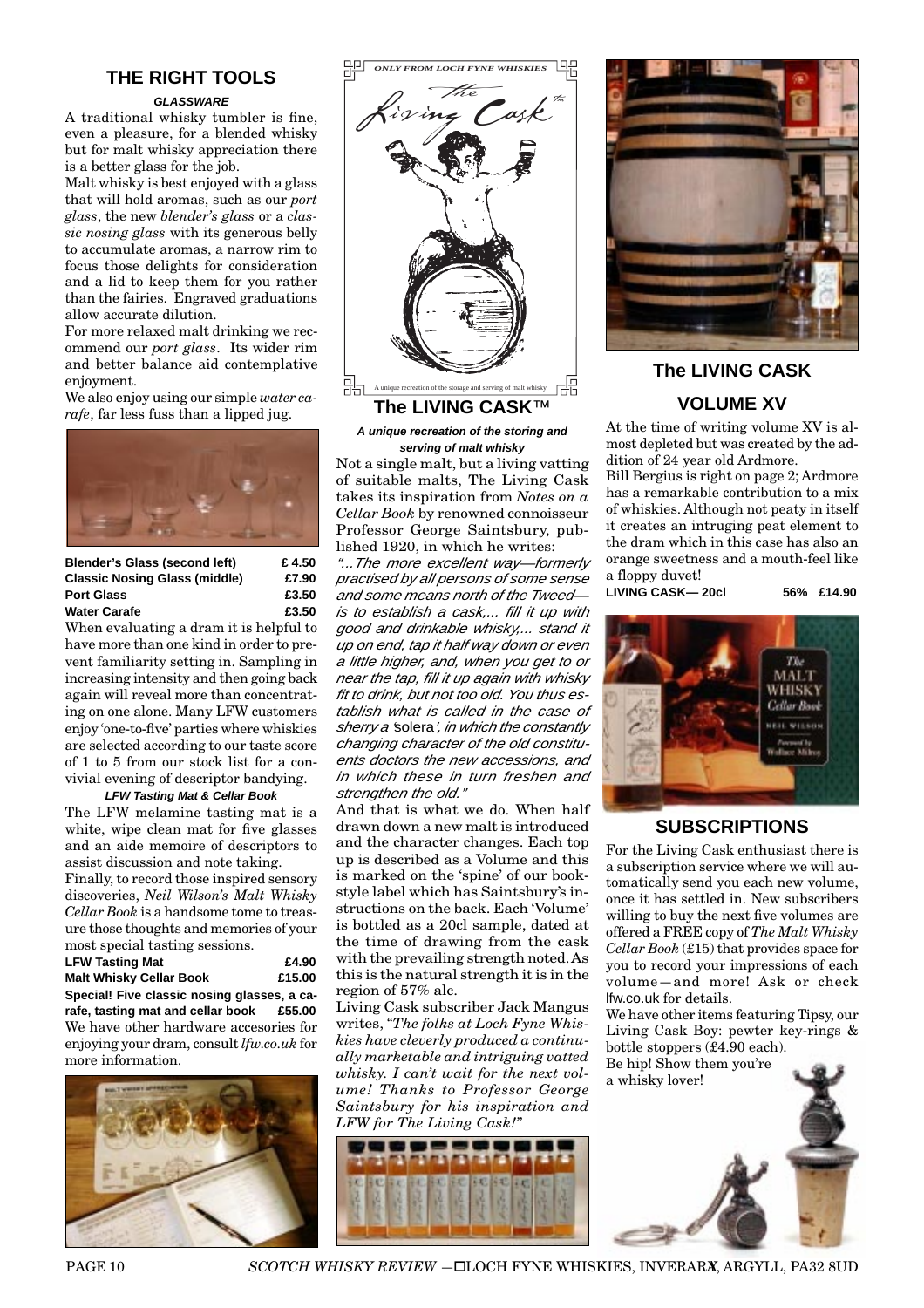## THE RIGHT TOOLS

### *GLASSWARE*

A traditional whisky tumbler is fine, even a pleasure, for a blended whisky but for malt whisky appreciation there is a better glass for the job.

Malt whisky is best enjoyed with a glass that will hold aromas, such as our *port glass*, the new *blender's glass* or a *classic nosing glass* with its generous belly to accumulate aromas, a narrow rim to focus those delights for consideration and a lid to keep them for you rather than the fairies. Engraved graduations allow accurate dilution.

For more relaxed malt drinking we recommend our *port glass*. Its wider rim and better balance aid contemplative enjoyment.

We also enjoy using our simple *water carafe*, far less fuss than a lipped jug.

| | |
|---|---|
| **Blender's Glass (second left)** | **£ 4.50** |
| **Classic Nosing Glass (middle)** | **£7.90** |
| **Port Glass** | **£3.50** |
| **Water Carafe** | **£3.50** |

When evaluating a dram it is helpful to have more than one kind in order to prevent familiarity setting in. Sampling in increasing intensity and then going back again will reveal more than concentrating on one alone. Many LFW customers enjoy 'one-to-five' parties where whiskies are selected according to our taste score of 1 to 5 from our stock list for a convivial evening of descriptor bandying.

### *LFW Tasting Mat & Cellar Book*

The LFW melamine tasting mat is a white, wipe clean mat for five glasses and an aide memoire of descriptors to assist discussion and note taking.

Finally, to record those inspired sensory discoveries, *Neil Wilson's Malt Whisky Cellar Book* is a handsome tome to treasure those thoughts and memories of your most special tasting sessions.

| | |
|---|---|
| **LFW Tasting Mat** | **£4.90** |
| **Malt Whisky Cellar Book** | **£15.00** |

**Special! Five classic nosing glasses, a carafe, tasting mat and cellar book £55.00**

We have other hardware accesories for enjoying your dram, consult *lfw.co.uk* for more information.

*ONLY FROM LOCH FYNE WHISKIES*

*The Living Cask*™

A unique recreation of the storage and serving of malt whisky

## The LIVING CASK™

***A unique recreation of the storing and serving of malt whisky***

Not a single malt, but a living vatting of suitable malts, The Living Cask takes its inspiration from *Notes on a Cellar Book* by renowned connoisseur Professor George Saintsbury, published 1920, in which he writes:

*"...The more excellent way—formerly practised by all persons of some sense and some means north of the Tweed—is to establish a cask,... fill it up with good and drinkable whisky,... stand it up on end, tap it half way down or even a little higher, and, when you get to or near the tap, fill it up again with whisky fit to drink, but not too old. You thus establish what is called in the case of sherry a 'solera', in which the constantly changing character of the old constituents doctors the new accessions, and in which these in turn freshen and strengthen the old."*

And that is what we do. When half drawn down a new malt is introduced and the character changes. Each top up is described as a Volume and this is marked on the 'spine' of our book-style label which has Saintsbury's instructions on the back. Each 'Volume' is bottled as a 20cl sample, dated at the time of drawing from the cask with the prevailing strength noted. As this is the natural strength it is in the region of 57% alc.

Living Cask subscriber Jack Mangus writes, *"The folks at Loch Fyne Whiskies have cleverly produced a continually marketable and intriguing vatted whisky. I can't wait for the next volume! Thanks to Professor George Saintsbury for his inspiration and LFW for The Living Cask!"*

## The LIVING CASK

## VOLUME XV

At the time of writing volume XV is almost depleted but was created by the addition of 24 year old Ardmore.

Bill Bergius is right on page 2; Ardmore has a remarkable contribution to a mix of whiskies. Although not peaty in itself it creates an intruging peat element to the dram which in this case has also an orange sweetness and a mouth-feel like a floppy duvet!

**LIVING CASK— 20cl 56% £14.90**

## SUBSCRIPTIONS

For the Living Cask enthusiast there is a subscription service where we will automatically send you each new volume, once it has settled in. New subscribers willing to buy the next five volumes are offered a FREE copy of *The Malt Whisky Cellar Book* (£15) that provides space for you to record your impressions of each volume—and more! Ask or check lfw.co.uk for details.

We have other items featuring Tipsy, our Living Cask Boy: pewter key-rings & bottle stoppers (£4.90 each).

Be hip! Show them you're a whisky lover!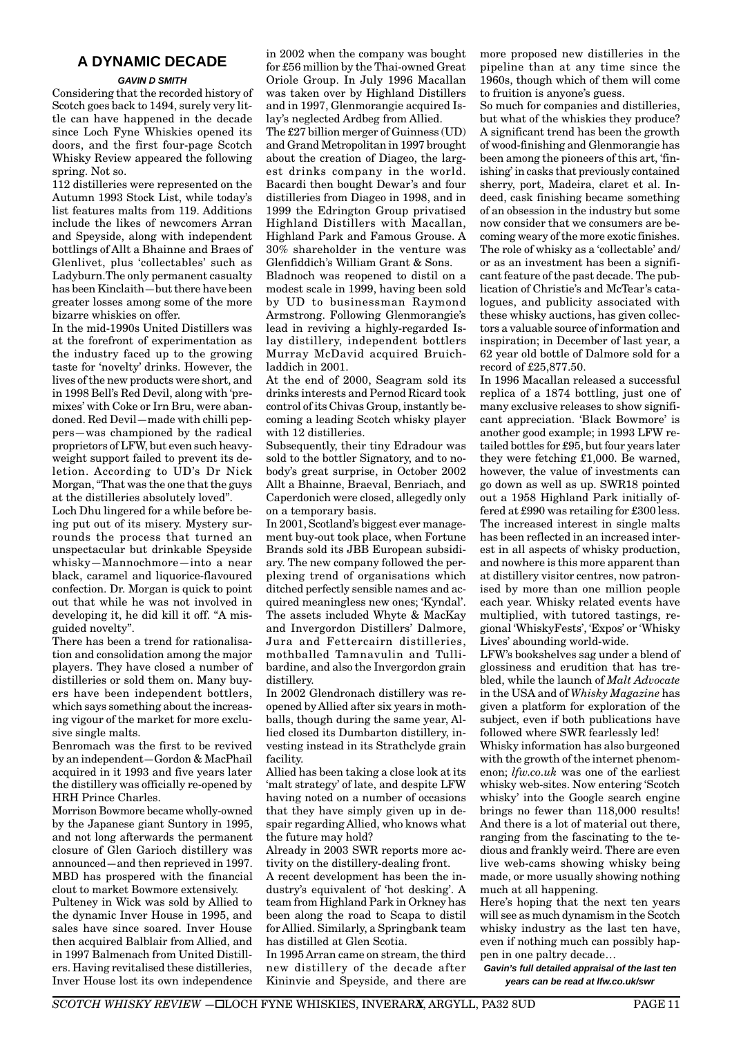## A DYNAMIC DECADE

***GAVIN D SMITH***

Considering that the recorded history of Scotch goes back to 1494, surely very little can have happened in the decade since Loch Fyne Whiskies opened its doors, and the first four-page Scotch Whisky Review appeared the following spring. Not so.

112 distilleries were represented on the Autumn 1993 Stock List, while today's list features malts from 119. Additions include the likes of newcomers Arran and Speyside, along with independent bottlings of Allt a Bhainne and Braes of Glenlivet, plus 'collectables' such as Ladyburn.The only permanent casualty has been Kinclaith—but there have been greater losses among some of the more bizarre whiskies on offer.

In the mid-1990s United Distillers was at the forefront of experimentation as the industry faced up to the growing taste for 'novelty' drinks. However, the lives of the new products were short, and in 1998 Bell's Red Devil, along with 'premixes' with Coke or Irn Bru, were abandoned. Red Devil—made with chilli peppers—was championed by the radical proprietors of LFW, but even such heavyweight support failed to prevent its deletion. According to UD's Dr Nick Morgan, "That was the one that the guys at the distilleries absolutely loved".

Loch Dhu lingered for a while before being put out of its misery. Mystery surrounds the process that turned an unspectacular but drinkable Speyside whisky—Mannochmore—into a near black, caramel and liquorice-flavoured confection. Dr. Morgan is quick to point out that while he was not involved in developing it, he did kill it off. "A misguided novelty".

There has been a trend for rationalisation and consolidation among the major players. They have closed a number of distilleries or sold them on. Many buyers have been independent bottlers, which says something about the increasing vigour of the market for more exclusive single malts.

Benromach was the first to be revived by an independent—Gordon & MacPhail acquired in it 1993 and five years later the distillery was officially re-opened by HRH Prince Charles.

Morrison Bowmore became wholly-owned by the Japanese giant Suntory in 1995, and not long afterwards the permanent closure of Glen Garioch distillery was announced—and then reprieved in 1997. MBD has prospered with the financial clout to market Bowmore extensively.

Pulteney in Wick was sold by Allied to the dynamic Inver House in 1995, and sales have since soared. Inver House then acquired Balblair from Allied, and in 1997 Balmenach from United Distillers. Having revitalised these distilleries, Inver House lost its own independence in 2002 when the company was bought for £56 million by the Thai-owned Great Oriole Group. In July 1996 Macallan was taken over by Highland Distillers and in 1997, Glenmorangie acquired Islay's neglected Ardbeg from Allied.

The £27 billion merger of Guinness (UD) and Grand Metropolitan in 1997 brought about the creation of Diageo, the largest drinks company in the world. Bacardi then bought Dewar's and four distilleries from Diageo in 1998, and in 1999 the Edrington Group privatised Highland Distillers with Macallan, Highland Park and Famous Grouse. A 30% shareholder in the venture was Glenfiddich's William Grant & Sons.

Bladnoch was reopened to distil on a modest scale in 1999, having been sold by UD to businessman Raymond Armstrong. Following Glenmorangie's lead in reviving a highly-regarded Islay distillery, independent bottlers Murray McDavid acquired Bruichladdich in 2001.

At the end of 2000, Seagram sold its drinks interests and Pernod Ricard took control of its Chivas Group, instantly becoming a leading Scotch whisky player with 12 distilleries.

Subsequently, their tiny Edradour was sold to the bottler Signatory, and to nobody's great surprise, in October 2002 Allt a Bhainne, Braeval, Benriach, and Caperdonich were closed, allegedly only on a temporary basis.

In 2001, Scotland's biggest ever management buy-out took place, when Fortune Brands sold its JBB European subsidiary. The new company followed the perplexing trend of organisations which ditched perfectly sensible names and acquired meaningless new ones; 'Kyndal'. The assets included Whyte & MacKay and Invergordon Distillers' Dalmore, Jura and Fettercairn distilleries, mothballed Tamnavulin and Tullibardine, and also the Invergordon grain distillery.

In 2002 Glendronach distillery was reopened by Allied after six years in mothballs, though during the same year, Allied closed its Dumbarton distillery, investing instead in its Strathclyde grain facility.

Allied has been taking a close look at its 'malt strategy' of late, and despite LFW having noted on a number of occasions that they have simply given up in despair regarding Allied, who knows what the future may hold?

Already in 2003 SWR reports more activity on the distillery-dealing front.

A recent development has been the industry's equivalent of 'hot desking'. A team from Highland Park in Orkney has been along the road to Scapa to distil for Allied. Similarly, a Springbank team has distilled at Glen Scotia.

In 1995 Arran came on stream, the third new distillery of the decade after Kininvie and Speyside, and there are more proposed new distilleries in the pipeline than at any time since the 1960s, though which of them will come to fruition is anyone's guess.

So much for companies and distilleries, but what of the whiskies they produce? A significant trend has been the growth of wood-finishing and Glenmorangie has been among the pioneers of this art, 'finishing' in casks that previously contained sherry, port, Madeira, claret et al. Indeed, cask finishing became something of an obsession in the industry but some now consider that we consumers are becoming weary of the more exotic finishes.

The role of whisky as a 'collectable' and/or as an investment has been a significant feature of the past decade. The publication of Christie's and McTear's catalogues, and publicity associated with these whisky auctions, has given collectors a valuable source of information and inspiration; in December of last year, a 62 year old bottle of Dalmore sold for a record of £25,877.50.

In 1996 Macallan released a successful replica of a 1874 bottling, just one of many exclusive releases to show significant appreciation. 'Black Bowmore' is another good example; in 1993 LFW retailed bottles for £95, but four years later they were fetching £1,000. Be warned, however, the value of investments can go down as well as up. SWR18 pointed out a 1958 Highland Park initially offered at £990 was retailing for £300 less. The increased interest in single malts has been reflected in an increased interest in all aspects of whisky production, and nowhere is this more apparent than at distillery visitor centres, now patronised by more than one million people each year. Whisky related events have multiplied, with tutored tastings, regional 'WhiskyFests', 'Expos' or 'Whisky Lives' abounding world-wide.

LFW's bookshelves sag under a blend of glossiness and erudition that has trebled, while the launch of *Malt Advocate* in the USA and of *Whisky Magazine* has given a platform for exploration of the subject, even if both publications have followed where SWR fearlessly led!

Whisky information has also burgeoned with the growth of the internet phenomenon; *lfw.co.uk* was one of the earliest whisky web-sites. Now entering 'Scotch whisky' into the Google search engine brings no fewer than 118,000 results! And there is a lot of material out there, ranging from the fascinating to the tedious and frankly weird. There are even live web-cams showing whisky being made, or more usually showing nothing much at all happening.

Here's hoping that the next ten years will see as much dynamism in the Scotch whisky industry as the last ten have, even if nothing much can possibly happen in one paltry decade…

***Gavin's full detailed appraisal of the last ten years can be read at lfw.co.uk/swr***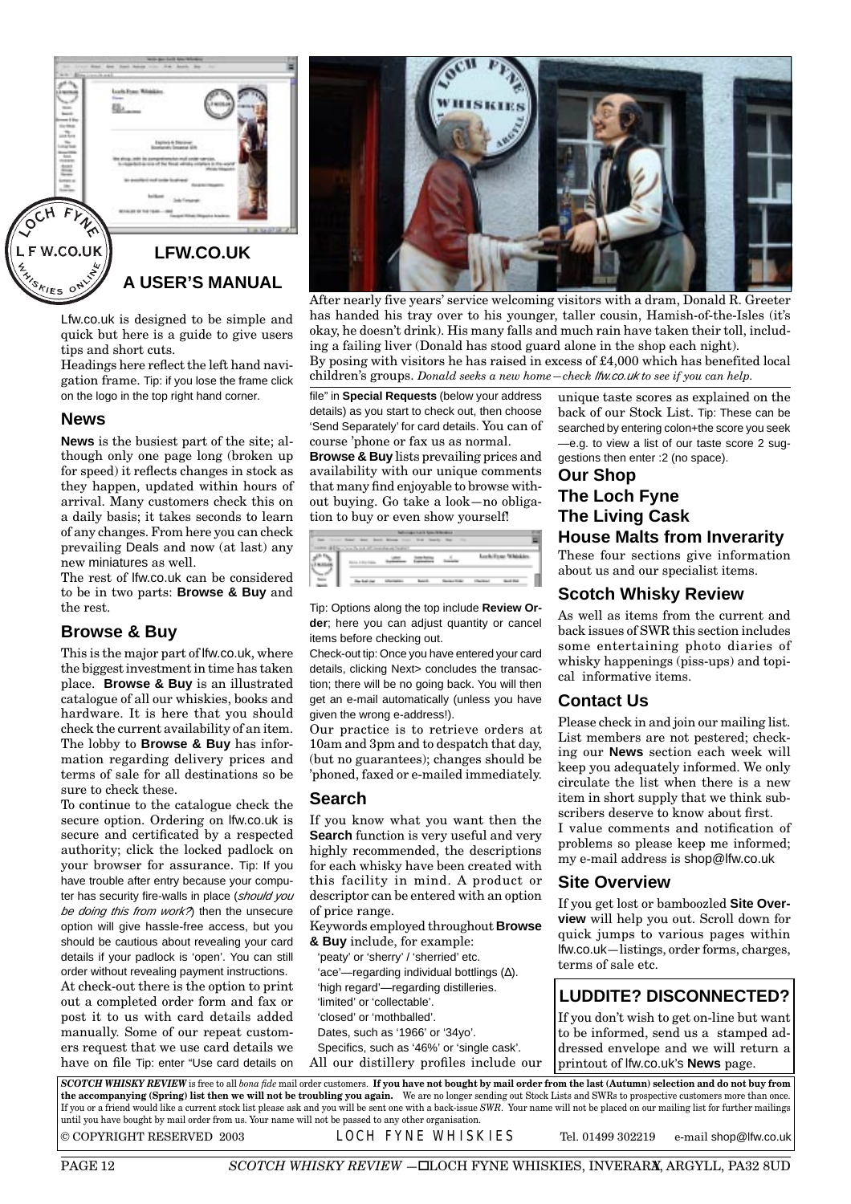# LFW.CO.UK
## A USER'S MANUAL

Lfw.co.uk is designed to be simple and quick but here is a guide to give users tips and short cuts.

Headings here reflect the left hand navigation frame. Tip: if you lose the frame click on the logo in the top right hand corner.

After nearly five years' service welcoming visitors with a dram, Donald R. Greeter has handed his tray over to his younger, taller cousin, Hamish-of-the-Isles (it's okay, he doesn't drink). His many falls and much rain have taken their toll, including a failing liver (Donald has stood guard alone in the shop each night). By posing with visitors he has raised in excess of £4,000 which has benefited local children's groups. *Donald seeks a new home—check lfw.co.uk to see if you can help.*

### News

**News** is the busiest part of the site; although only one page long (broken up for speed) it reflects changes in stock as they happen, updated within hours of arrival. Many customers check this on a daily basis; it takes seconds to learn of any changes. From here you can check prevailing Deals and now (at last) any new miniatures as well.

The rest of lfw.co.uk can be considered to be in two parts: **Browse & Buy** and the rest.

### Browse & Buy

This is the major part of lfw.co.uk, where the biggest investment in time has taken place. **Browse & Buy** is an illustrated catalogue of all our whiskies, books and hardware. It is here that you should check the current availability of an item. The lobby to **Browse & Buy** has information regarding delivery prices and terms of sale for all destinations so be sure to check these.

To continue to the catalogue check the secure option. Ordering on lfw.co.uk is secure and certificated by a respected authority; click the locked padlock on your browser for assurance. Tip: If you have trouble after entry because your computer has security fire-walls in place (*should you be doing this from work?*) then the unsecure option will give hassle-free access, but you should be cautious about revealing your card details if your padlock is 'open'. You can still order without revealing payment instructions.

At check-out there is the option to print out a completed order form and fax or post it to us with card details added manually. Some of our repeat customers request that we use card details we have on file Tip: enter "Use card details on file" in **Special Requests** (below your address details) as you start to check out, then choose 'Send Separately' for card details. You can of course 'phone or fax us as normal.

**Browse & Buy** lists prevailing prices and availability with our unique comments that many find enjoyable to browse without buying. Go take a look—no obligation to buy or even show yourself!

Tip: Options along the top include **Review Order**; here you can adjust quantity or cancel items before checking out.

Check-out tip: Once you have entered your card details, clicking Next> concludes the transaction; there will be no going back. You will then get an e-mail automatically (unless you have given the wrong e-address!).

Our practice is to retrieve orders at 10am and 3pm and to despatch that day, (but no guarantees); changes should be 'phoned, faxed or e-mailed immediately.

### Search

If you know what you want then the **Search** function is very useful and very highly recommended, the descriptions for each whisky have been created with this facility in mind. A product or descriptor can be entered with an option of price range.

Keywords employed throughout **Browse & Buy** include, for example:

- 'peaty' or 'sherry' / 'sherried' etc.
- 'ace'—regarding individual bottlings (∆).
- 'high regard'—regarding distilleries.
- 'limited' or 'collectable'.
- 'closed' or 'mothballed'.
- Dates, such as '1966' or '34yo'.
- Specifics, such as '46%' or 'single cask'.

All our distillery profiles include our unique taste scores as explained on the back of our Stock List. Tip: These can be searched by entering colon+the score you seek—e.g. to view a list of our taste score 2 suggestions then enter :2 (no space).

### Our Shop
### The Loch Fyne
### The Living Cask
### House Malts from Inverarity

These four sections give information about us and our specialist items.

### Scotch Whisky Review

As well as items from the current and back issues of SWR this section includes some entertaining photo diaries of whisky happenings (piss-ups) and topical informative items.

### Contact Us

Please check in and join our mailing list. List members are not pestered; checking our **News** section each week will keep you adequately informed. We only circulate the list when there is a new item in short supply that we think subscribers deserve to know about first.

I value comments and notification of problems so please keep me informed; my e-mail address is shop@lfw.co.uk

### Site Overview

If you get lost or bamboozled **Site Overview** will help you out. Scroll down for quick jumps to various pages within lfw.co.uk—listings, order forms, charges, terms of sale etc.

### LUDDITE? DISCONNECTED?

If you don't wish to get on-line but want to be informed, send us a stamped addressed envelope and we will return a printout of lfw.co.uk's **News** page.

***SCOTCH WHISKY REVIEW*** is free to all *bona fide* mail order customers. **If you have not bought by mail order from the last (Autumn) selection and do not buy from the accompanying (Spring) list then we will not be troubling you again.** We are no longer sending out Stock Lists and SWRs to prospective customers more than once. If you or a friend would like a current stock list please ask and you will be sent one with a back-issue *SWR*. Your name will not be placed on our mailing list for further mailings until you have bought by mail order from us. Your name will not be passed to any other organisation.

© COPYRIGHT RESERVED 2003 LOCH FYNE WHISKIES Tel. 01499 302219 e-mail shop@lfw.co.uk